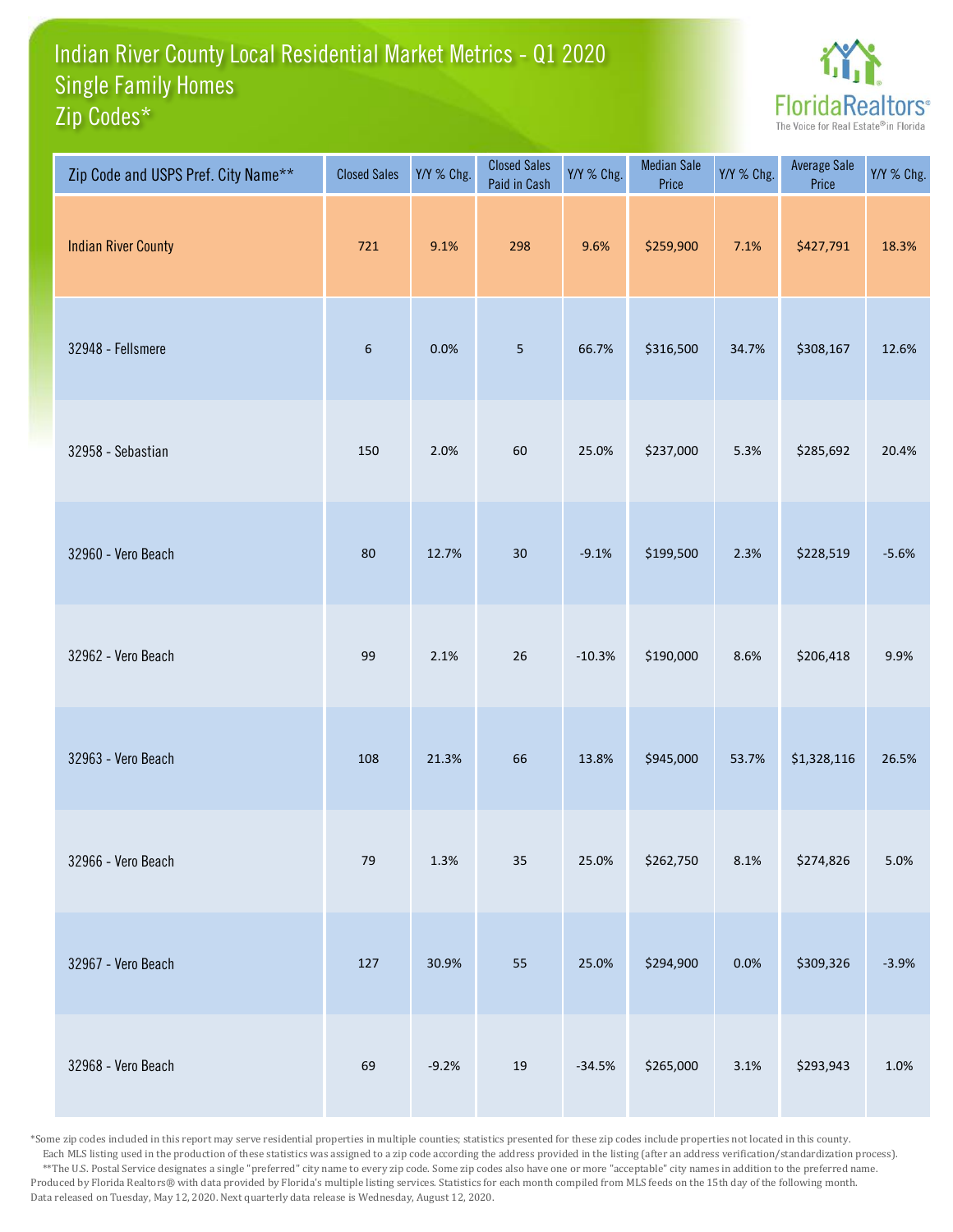# Indian River County Local Residential Market Metrics - Q1 2020
## Single Family Homes
## Zip Codes*

FloridaRealtors®
The Voice for Real Estate® in Florida

| Zip Code and USPS Pref. City Name** | Closed Sales | Y/Y % Chg. | Closed Sales Paid in Cash | Y/Y % Chg. | Median Sale Price | Y/Y % Chg. | Average Sale Price | Y/Y % Chg. |
|---|---|---|---|---|---|---|---|---|
| Indian River County | 721 | 9.1% | 298 | 9.6% | $259,900 | 7.1% | $427,791 | 18.3% |
| 32948 - Fellsmere | 6 | 0.0% | 5 | 66.7% | $316,500 | 34.7% | $308,167 | 12.6% |
| 32958 - Sebastian | 150 | 2.0% | 60 | 25.0% | $237,000 | 5.3% | $285,692 | 20.4% |
| 32960 - Vero Beach | 80 | 12.7% | 30 | -9.1% | $199,500 | 2.3% | $228,519 | -5.6% |
| 32962 - Vero Beach | 99 | 2.1% | 26 | -10.3% | $190,000 | 8.6% | $206,418 | 9.9% |
| 32963 - Vero Beach | 108 | 21.3% | 66 | 13.8% | $945,000 | 53.7% | $1,328,116 | 26.5% |
| 32966 - Vero Beach | 79 | 1.3% | 35 | 25.0% | $262,750 | 8.1% | $274,826 | 5.0% |
| 32967 - Vero Beach | 127 | 30.9% | 55 | 25.0% | $294,900 | 0.0% | $309,326 | -3.9% |
| 32968 - Vero Beach | 69 | -9.2% | 19 | -34.5% | $265,000 | 3.1% | $293,943 | 1.0% |

*Some zip codes included in this report may serve residential properties in multiple counties; statistics presented for these zip codes include properties not located in this county. Each MLS listing used in the production of these statistics was assigned to a zip code according the address provided in the listing (after an address verification/standardization process).
**The U.S. Postal Service designates a single "preferred" city name to every zip code. Some zip codes also have one or more "acceptable" city names in addition to the preferred name.
Produced by Florida Realtors® with data provided by Florida's multiple listing services. Statistics for each month compiled from MLS feeds on the 15th day of the following month.
Data released on Tuesday, May 12, 2020. Next quarterly data release is Wednesday, August 12, 2020.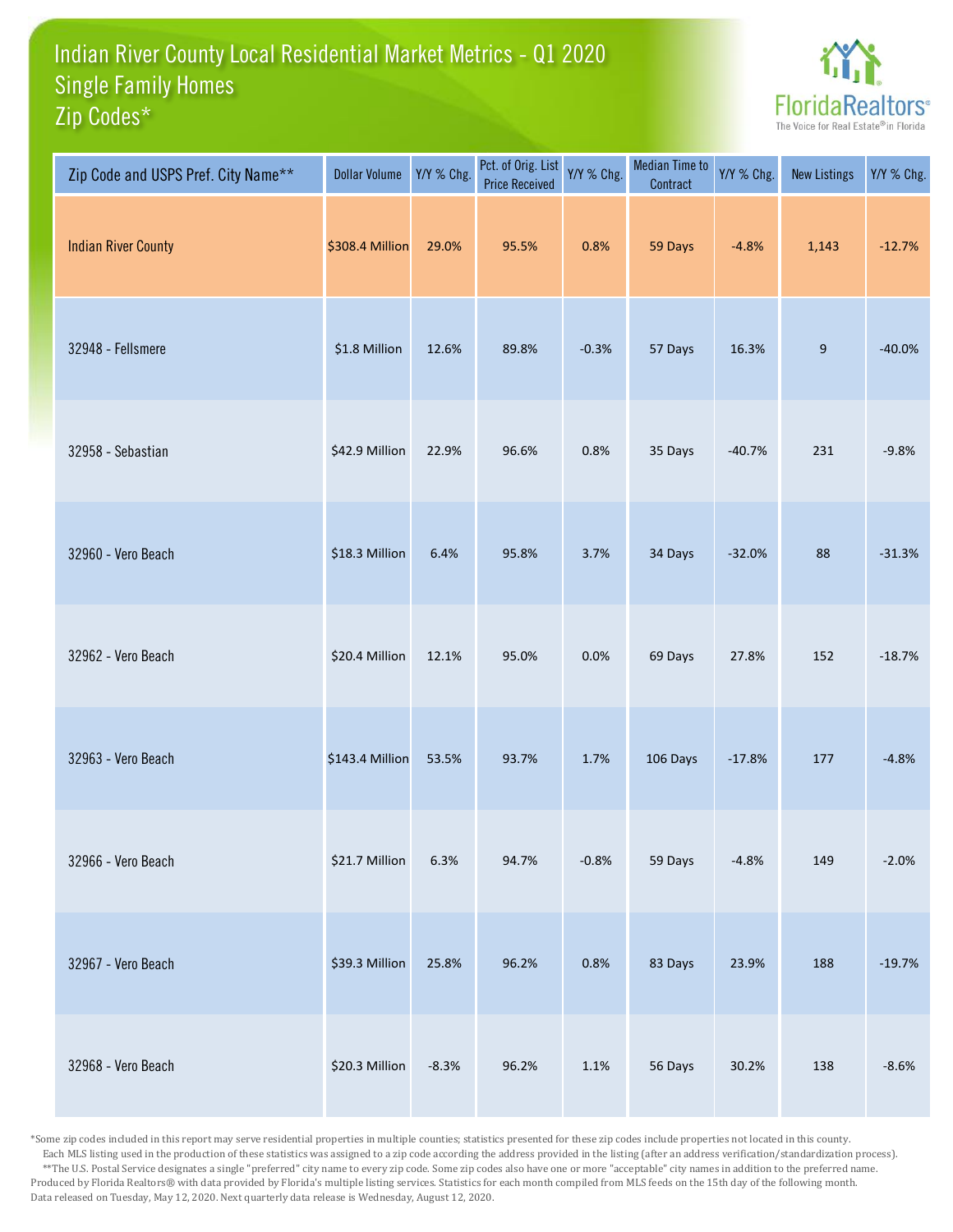# Indian River County Local Residential Market Metrics - Q1 2020
## Single Family Homes
## Zip Codes*

FloridaRealtors®
The Voice for Real Estate® in Florida

| Zip Code and USPS Pref. City Name** | Dollar Volume | Y/Y % Chg. | Pct. of Orig. List Price Received | Y/Y % Chg. | Median Time to Contract | Y/Y % Chg. | New Listings | Y/Y % Chg. |
|---|---|---|---|---|---|---|---|---|
| Indian River County | $308.4 Million | 29.0% | 95.5% | 0.8% | 59 Days | -4.8% | 1,143 | -12.7% |
| 32948 - Fellsmere | $1.8 Million | 12.6% | 89.8% | -0.3% | 57 Days | 16.3% | 9 | -40.0% |
| 32958 - Sebastian | $42.9 Million | 22.9% | 96.6% | 0.8% | 35 Days | -40.7% | 231 | -9.8% |
| 32960 - Vero Beach | $18.3 Million | 6.4% | 95.8% | 3.7% | 34 Days | -32.0% | 88 | -31.3% |
| 32962 - Vero Beach | $20.4 Million | 12.1% | 95.0% | 0.0% | 69 Days | 27.8% | 152 | -18.7% |
| 32963 - Vero Beach | $143.4 Million | 53.5% | 93.7% | 1.7% | 106 Days | -17.8% | 177 | -4.8% |
| 32966 - Vero Beach | $21.7 Million | 6.3% | 94.7% | -0.8% | 59 Days | -4.8% | 149 | -2.0% |
| 32967 - Vero Beach | $39.3 Million | 25.8% | 96.2% | 0.8% | 83 Days | 23.9% | 188 | -19.7% |
| 32968 - Vero Beach | $20.3 Million | -8.3% | 96.2% | 1.1% | 56 Days | 30.2% | 138 | -8.6% |

*Some zip codes included in this report may serve residential properties in multiple counties; statistics presented for these zip codes include properties not located in this county.
Each MLS listing used in the production of these statistics was assigned to a zip code according the address provided in the listing (after an address verification/standardization process).
**The U.S. Postal Service designates a single "preferred" city name to every zip code. Some zip codes also have one or more "acceptable" city names in addition to the preferred name.
Produced by Florida Realtors® with data provided by Florida's multiple listing services. Statistics for each month compiled from MLS feeds on the 15th day of the following month.
Data released on Tuesday, May 12, 2020. Next quarterly data release is Wednesday, August 12, 2020.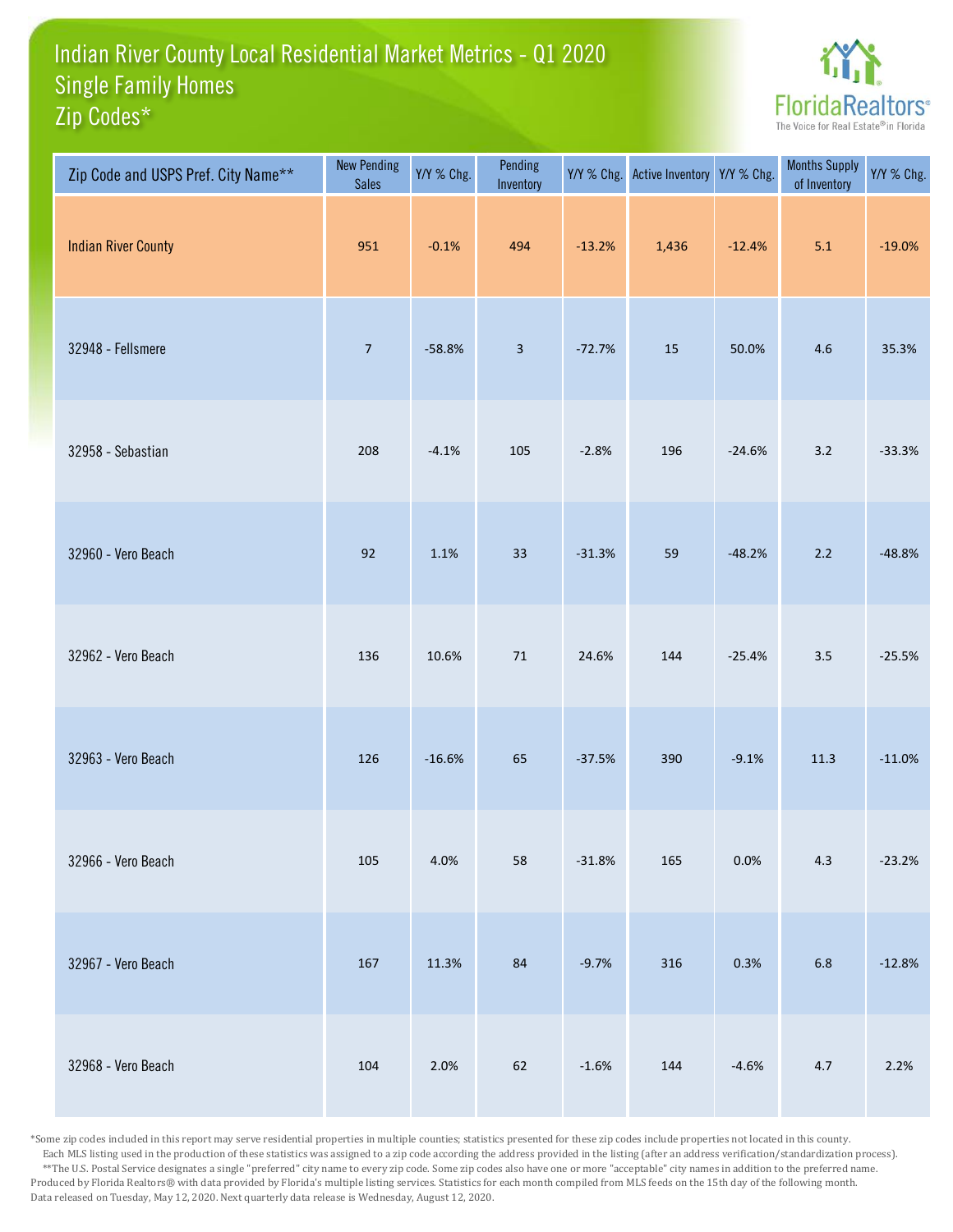# Indian River County Local Residential Market Metrics - Q1 2020
## Single Family Homes
## Zip Codes*

FloridaRealtors®
The Voice for Real Estate® in Florida

| Zip Code and USPS Pref. City Name** | New Pending Sales | Y/Y % Chg. | Pending Inventory | Y/Y % Chg. | Active Inventory | Y/Y % Chg. | Months Supply of Inventory | Y/Y % Chg. |
|---|---|---|---|---|---|---|---|---|
| Indian River County | 951 | -0.1% | 494 | -13.2% | 1,436 | -12.4% | 5.1 | -19.0% |
| 32948 - Fellsmere | 7 | -58.8% | 3 | -72.7% | 15 | 50.0% | 4.6 | 35.3% |
| 32958 - Sebastian | 208 | -4.1% | 105 | -2.8% | 196 | -24.6% | 3.2 | -33.3% |
| 32960 - Vero Beach | 92 | 1.1% | 33 | -31.3% | 59 | -48.2% | 2.2 | -48.8% |
| 32962 - Vero Beach | 136 | 10.6% | 71 | 24.6% | 144 | -25.4% | 3.5 | -25.5% |
| 32963 - Vero Beach | 126 | -16.6% | 65 | -37.5% | 390 | -9.1% | 11.3 | -11.0% |
| 32966 - Vero Beach | 105 | 4.0% | 58 | -31.8% | 165 | 0.0% | 4.3 | -23.2% |
| 32967 - Vero Beach | 167 | 11.3% | 84 | -9.7% | 316 | 0.3% | 6.8 | -12.8% |
| 32968 - Vero Beach | 104 | 2.0% | 62 | -1.6% | 144 | -4.6% | 4.7 | 2.2% |

*Some zip codes included in this report may serve residential properties in multiple counties; statistics presented for these zip codes include properties not located in this county. Each MLS listing used in the production of these statistics was assigned to a zip code according the address provided in the listing (after an address verification/standardization process).
**The U.S. Postal Service designates a single "preferred" city name to every zip code. Some zip codes also have one or more "acceptable" city names in addition to the preferred name.
Produced by Florida Realtors® with data provided by Florida's multiple listing services. Statistics for each month compiled from MLS feeds on the 15th day of the following month.
Data released on Tuesday, May 12, 2020. Next quarterly data release is Wednesday, August 12, 2020.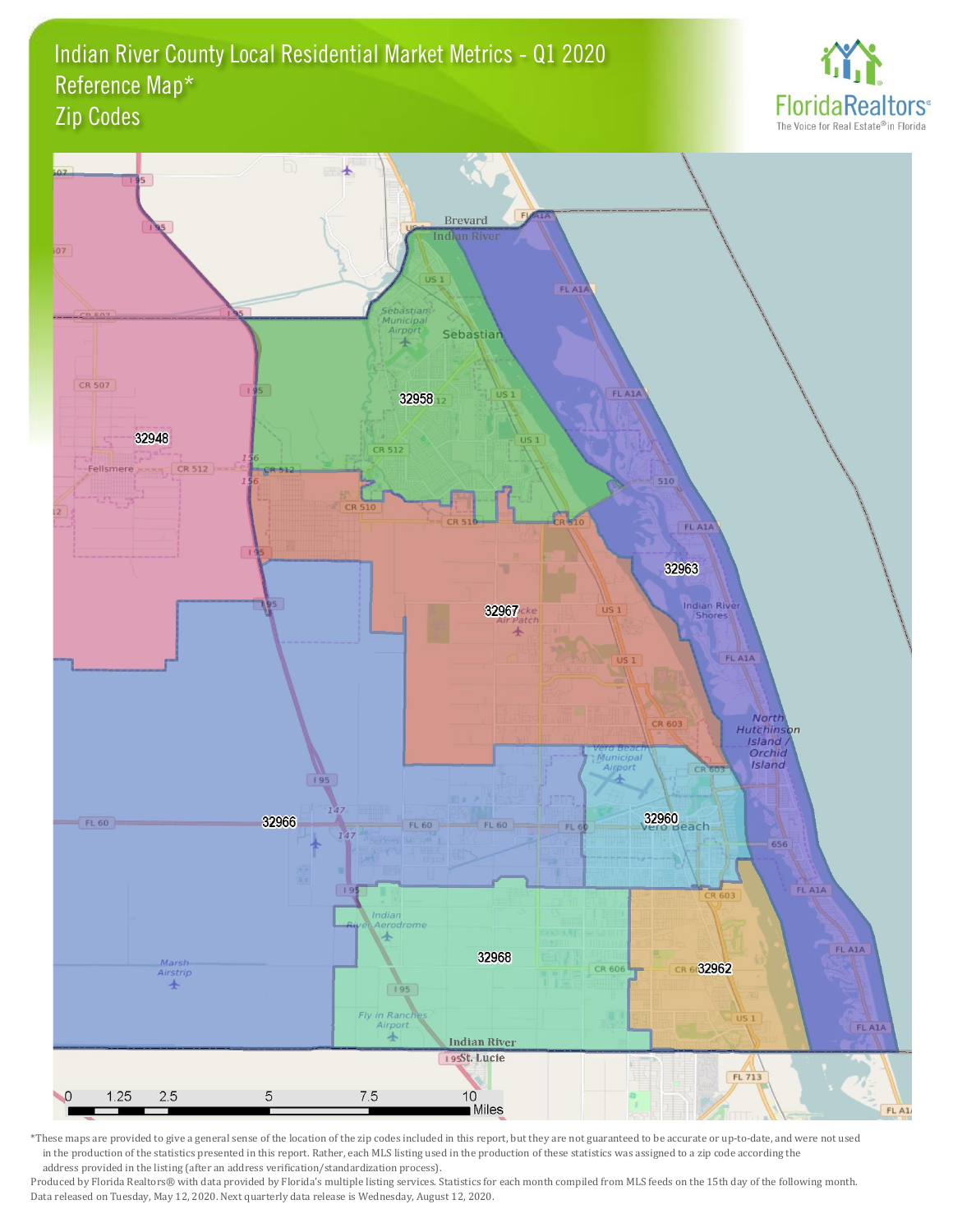# Indian River County Local Residential Market Metrics - Q1 2020

## Reference Map*

## Zip Codes

FloridaRealtors®
The Voice for Real Estate® in Florida

32948
32958
32963
32967
32966
32960
32968
32962

0 1.25 2.5 5 7.5 10 Miles

*These maps are provided to give a general sense of the location of the zip codes included in this report, but they are not guaranteed to be accurate or up-to-date, and were not used in the production of the statistics presented in this report. Rather, each MLS listing used in the production of these statistics was assigned to a zip code according the address provided in the listing (after an address verification/standardization process).

Produced by Florida Realtors® with data provided by Florida's multiple listing services. Statistics for each month compiled from MLS feeds on the 15th day of the following month. Data released on Tuesday, May 12, 2020. Next quarterly data release is Wednesday, August 12, 2020.